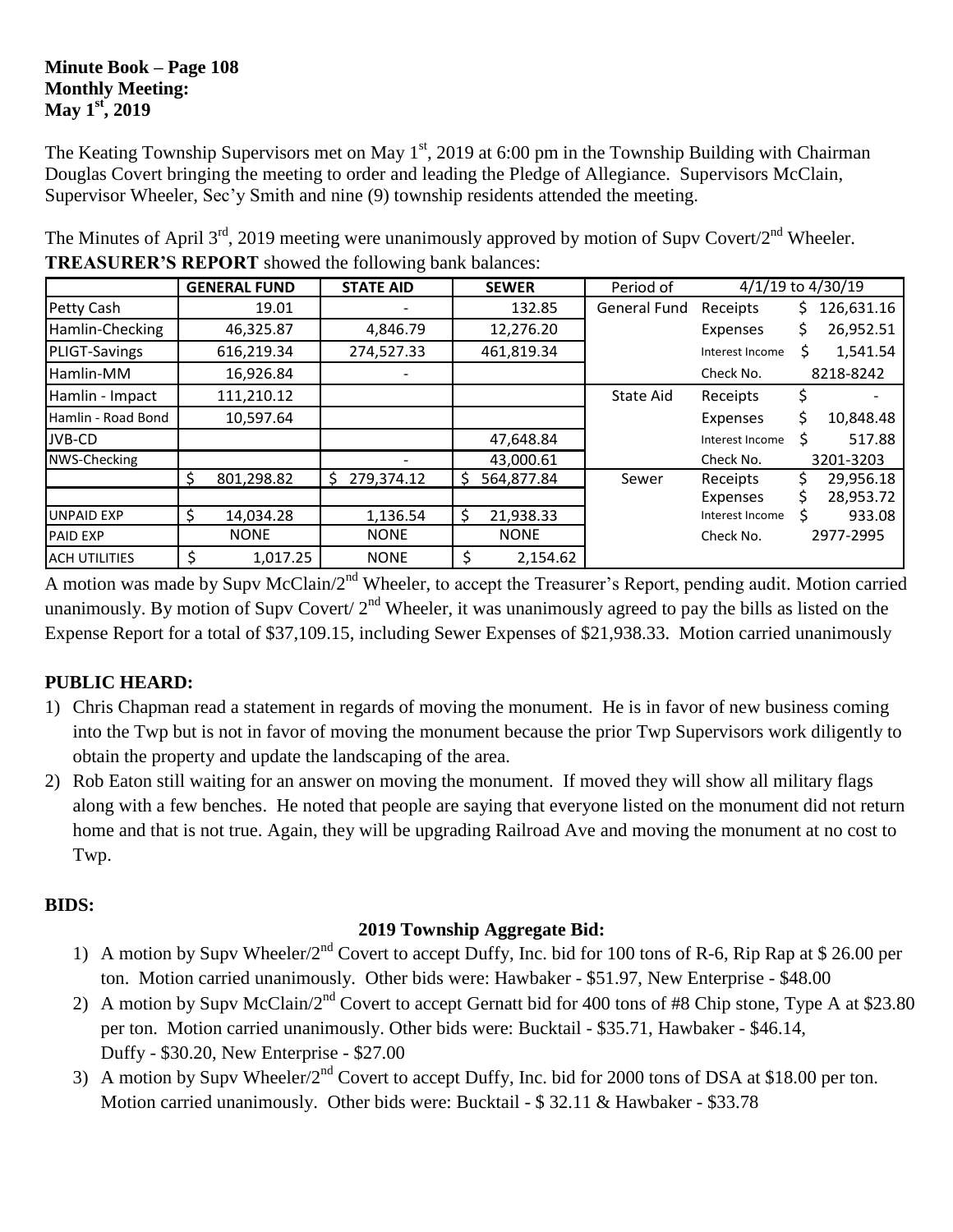**Minute Book – Page 108**
**Monthly Meeting:**
**May 1st, 2019**

The Keating Township Supervisors met on May 1st, 2019 at 6:00 pm in the Township Building with Chairman Douglas Covert bringing the meeting to order and leading the Pledge of Allegiance. Supervisors McClain, Supervisor Wheeler, Sec'y Smith and nine (9) township residents attended the meeting.

The Minutes of April 3rd, 2019 meeting were unanimously approved by motion of Supv Covert/2nd Wheeler.
**TREASURER'S REPORT** showed the following bank balances:

| | GENERAL FUND | STATE AID | SEWER | Period of | 4/1/19 to 4/30/19 | |
|---|---|---|---|---|---|---|
| Petty Cash | 19.01 | - | 132.85 | General Fund | Receipts | $ 126,631.16 |
| Hamlin-Checking | 46,325.87 | 4,846.79 | 12,276.20 | | Expenses | $ 26,952.51 |
| PLIGT-Savings | 616,219.34 | 274,527.33 | 461,819.34 | | Interest Income | $ 1,541.54 |
| Hamlin-MM | 16,926.84 | - | | | Check No. | 8218-8242 |
| Hamlin - Impact | 111,210.12 | | | State Aid | Receipts | $ - |
| Hamlin - Road Bond | 10,597.64 | | | | Expenses | $ 10,848.48 |
| JVB-CD | | | 47,648.84 | | Interest Income | $ 517.88 |
| NWS-Checking | | - | 43,000.61 | | Check No. | 3201-3203 |
| | $ 801,298.82 | $ 279,374.12 | $ 564,877.84 | Sewer | Receipts | $ 29,956.18 |
| | | | | | Expenses | $ 28,953.72 |
| UNPAID EXP | $ 14,034.28 | 1,136.54 | $ 21,938.33 | | Interest Income | $ 933.08 |
| PAID EXP | NONE | NONE | NONE | | Check No. | 2977-2995 |
| ACH UTILITIES | $ 1,017.25 | NONE | $ 2,154.62 | | | |

A motion was made by Supv McClain/2nd Wheeler, to accept the Treasurer's Report, pending audit. Motion carried unanimously. By motion of Supv Covert/ 2nd Wheeler, it was unanimously agreed to pay the bills as listed on the Expense Report for a total of $37,109.15, including Sewer Expenses of $21,938.33. Motion carried unanimously

## PUBLIC HEARD:

1) Chris Chapman read a statement in regards of moving the monument. He is in favor of new business coming into the Twp but is not in favor of moving the monument because the prior Twp Supervisors work diligently to obtain the property and update the landscaping of the area.
2) Rob Eaton still waiting for an answer on moving the monument. If moved they will show all military flags along with a few benches. He noted that people are saying that everyone listed on the monument did not return home and that is not true. Again, they will be upgrading Railroad Ave and moving the monument at no cost to Twp.

## BIDS:

### 2019 Township Aggregate Bid:

1) A motion by Supv Wheeler/2nd Covert to accept Duffy, Inc. bid for 100 tons of R-6, Rip Rap at $ 26.00 per ton. Motion carried unanimously. Other bids were: Hawbaker - $51.97, New Enterprise - $48.00
2) A motion by Supv McClain/2nd Covert to accept Gernatt bid for 400 tons of #8 Chip stone, Type A at $23.80 per ton. Motion carried unanimously. Other bids were: Bucktail - $35.71, Hawbaker - $46.14, Duffy - $30.20, New Enterprise - $27.00
3) A motion by Supv Wheeler/2nd Covert to accept Duffy, Inc. bid for 2000 tons of DSA at $18.00 per ton. Motion carried unanimously. Other bids were: Bucktail - $ 32.11 & Hawbaker - $33.78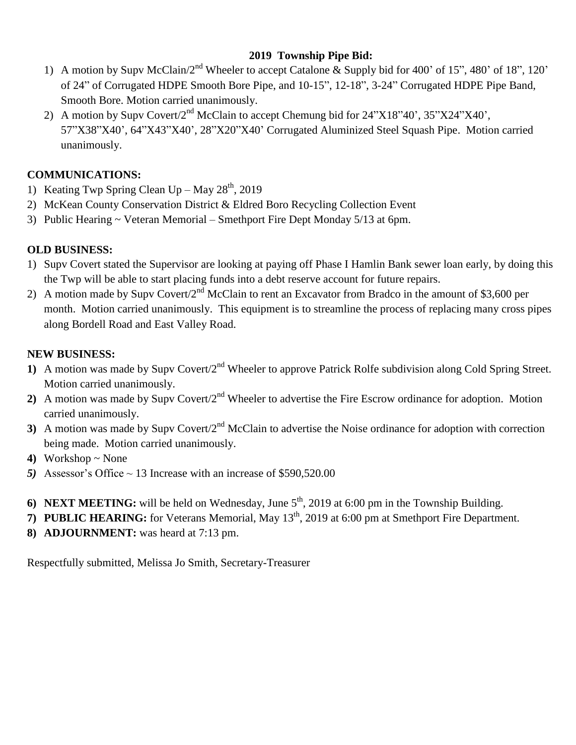**2019 Township Pipe Bid:**

1) A motion by Supv McClain/2nd Wheeler to accept Catalone & Supply bid for 400' of 15", 480' of 18", 120' of 24" of Corrugated HDPE Smooth Bore Pipe, and 10-15", 12-18", 3-24" Corrugated HDPE Pipe Band, Smooth Bore. Motion carried unanimously.
2) A motion by Supv Covert/2nd McClain to accept Chemung bid for 24"X18"40', 35"X24"X40', 57"X38"X40', 64"X43"X40', 28"X20"X40' Corrugated Aluminized Steel Squash Pipe. Motion carried unanimously.

**COMMUNICATIONS:**

1) Keating Twp Spring Clean Up – May 28th, 2019
2) McKean County Conservation District & Eldred Boro Recycling Collection Event
3) Public Hearing ~ Veteran Memorial – Smethport Fire Dept Monday 5/13 at 6pm.

**OLD BUSINESS:**

1) Supv Covert stated the Supervisor are looking at paying off Phase I Hamlin Bank sewer loan early, by doing this the Twp will be able to start placing funds into a debt reserve account for future repairs.
2) A motion made by Supv Covert/2nd McClain to rent an Excavator from Bradco in the amount of $3,600 per month. Motion carried unanimously. This equipment is to streamline the process of replacing many cross pipes along Bordell Road and East Valley Road.

**NEW BUSINESS:**

**1)** A motion was made by Supv Covert/2nd Wheeler to approve Patrick Rolfe subdivision along Cold Spring Street. Motion carried unanimously.
**2)** A motion was made by Supv Covert/2nd Wheeler to advertise the Fire Escrow ordinance for adoption. Motion carried unanimously.
**3)** A motion was made by Supv Covert/2nd McClain to advertise the Noise ordinance for adoption with correction being made. Motion carried unanimously.
**4)** Workshop ~ None
*5)* Assessor's Office ~ 13 Increase with an increase of $590,520.00

**6) NEXT MEETING:** will be held on Wednesday, June 5th, 2019 at 6:00 pm in the Township Building.
**7) PUBLIC HEARING:** for Veterans Memorial, May 13th, 2019 at 6:00 pm at Smethport Fire Department.
**8) ADJOURNMENT:** was heard at 7:13 pm.

Respectfully submitted, Melissa Jo Smith, Secretary-Treasurer